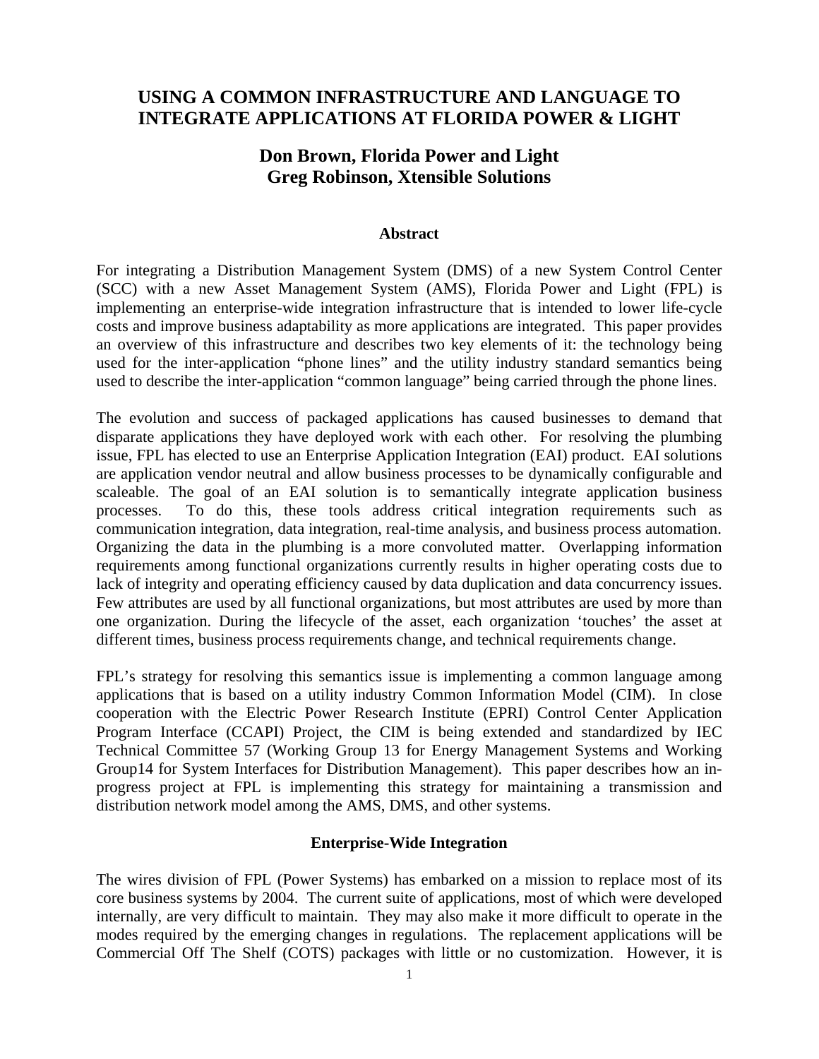# USING A COMMON INFRASTRUCTURE AND LANGUAGE TO INTEGRATE APPLICATIONS AT FLORIDA POWER & LIGHT

**Don Brown, Florida Power and Light**
**Greg Robinson, Xtensible Solutions**

## Abstract

For integrating a Distribution Management System (DMS) of a new System Control Center (SCC) with a new Asset Management System (AMS), Florida Power and Light (FPL) is implementing an enterprise-wide integration infrastructure that is intended to lower life-cycle costs and improve business adaptability as more applications are integrated. This paper provides an overview of this infrastructure and describes two key elements of it: the technology being used for the inter-application "phone lines" and the utility industry standard semantics being used to describe the inter-application "common language" being carried through the phone lines.

The evolution and success of packaged applications has caused businesses to demand that disparate applications they have deployed work with each other. For resolving the plumbing issue, FPL has elected to use an Enterprise Application Integration (EAI) product. EAI solutions are application vendor neutral and allow business processes to be dynamically configurable and scaleable. The goal of an EAI solution is to semantically integrate application business processes. To do this, these tools address critical integration requirements such as communication integration, data integration, real-time analysis, and business process automation. Organizing the data in the plumbing is a more convoluted matter. Overlapping information requirements among functional organizations currently results in higher operating costs due to lack of integrity and operating efficiency caused by data duplication and data concurrency issues. Few attributes are used by all functional organizations, but most attributes are used by more than one organization. During the lifecycle of the asset, each organization 'touches' the asset at different times, business process requirements change, and technical requirements change.

FPL's strategy for resolving this semantics issue is implementing a common language among applications that is based on a utility industry Common Information Model (CIM). In close cooperation with the Electric Power Research Institute (EPRI) Control Center Application Program Interface (CCAPI) Project, the CIM is being extended and standardized by IEC Technical Committee 57 (Working Group 13 for Energy Management Systems and Working Group14 for System Interfaces for Distribution Management). This paper describes how an in-progress project at FPL is implementing this strategy for maintaining a transmission and distribution network model among the AMS, DMS, and other systems.

## Enterprise-Wide Integration

The wires division of FPL (Power Systems) has embarked on a mission to replace most of its core business systems by 2004. The current suite of applications, most of which were developed internally, are very difficult to maintain. They may also make it more difficult to operate in the modes required by the emerging changes in regulations. The replacement applications will be Commercial Off The Shelf (COTS) packages with little or no customization. However, it is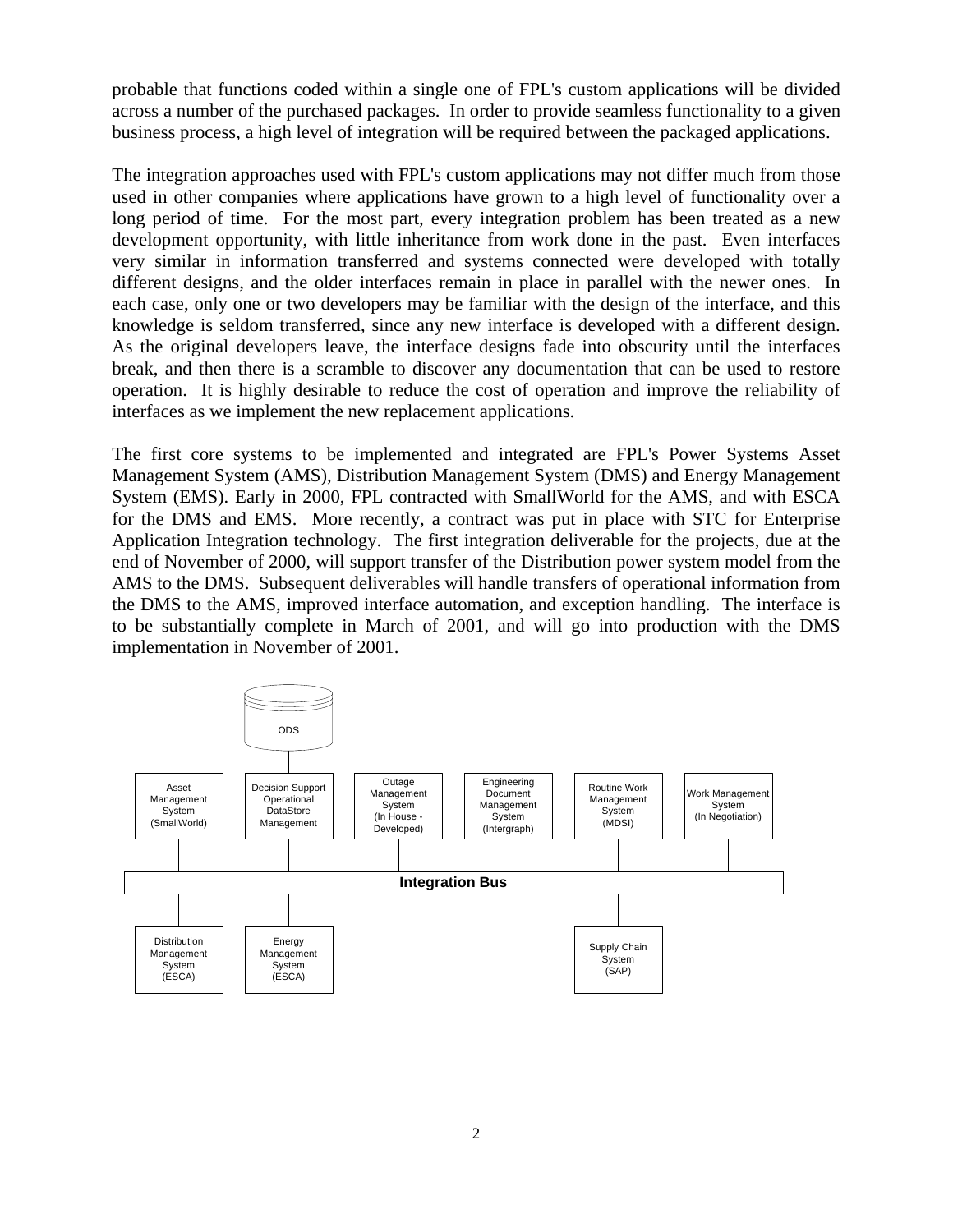probable that functions coded within a single one of FPL's custom applications will be divided across a number of the purchased packages. In order to provide seamless functionality to a given business process, a high level of integration will be required between the packaged applications.

The integration approaches used with FPL's custom applications may not differ much from those used in other companies where applications have grown to a high level of functionality over a long period of time. For the most part, every integration problem has been treated as a new development opportunity, with little inheritance from work done in the past. Even interfaces very similar in information transferred and systems connected were developed with totally different designs, and the older interfaces remain in place in parallel with the newer ones. In each case, only one or two developers may be familiar with the design of the interface, and this knowledge is seldom transferred, since any new interface is developed with a different design. As the original developers leave, the interface designs fade into obscurity until the interfaces break, and then there is a scramble to discover any documentation that can be used to restore operation. It is highly desirable to reduce the cost of operation and improve the reliability of interfaces as we implement the new replacement applications.

The first core systems to be implemented and integrated are FPL's Power Systems Asset Management System (AMS), Distribution Management System (DMS) and Energy Management System (EMS). Early in 2000, FPL contracted with SmallWorld for the AMS, and with ESCA for the DMS and EMS. More recently, a contract was put in place with STC for Enterprise Application Integration technology. The first integration deliverable for the projects, due at the end of November of 2000, will support transfer of the Distribution power system model from the AMS to the DMS. Subsequent deliverables will handle transfers of operational information from the DMS to the AMS, improved interface automation, and exception handling. The interface is to be substantially complete in March of 2001, and will go into production with the DMS implementation in November of 2001.

ODS

Asset Management System (SmallWorld) | Decision Support Operational DataStore Management | Outage Management System (In House - Developed) | Engineering Document Management System (Intergraph) | Routine Work Management System (MDSI) | Work Management System (In Negotiation)

**Integration Bus**

Distribution Management System (ESCA) | Energy Management System (ESCA) | Supply Chain System (SAP)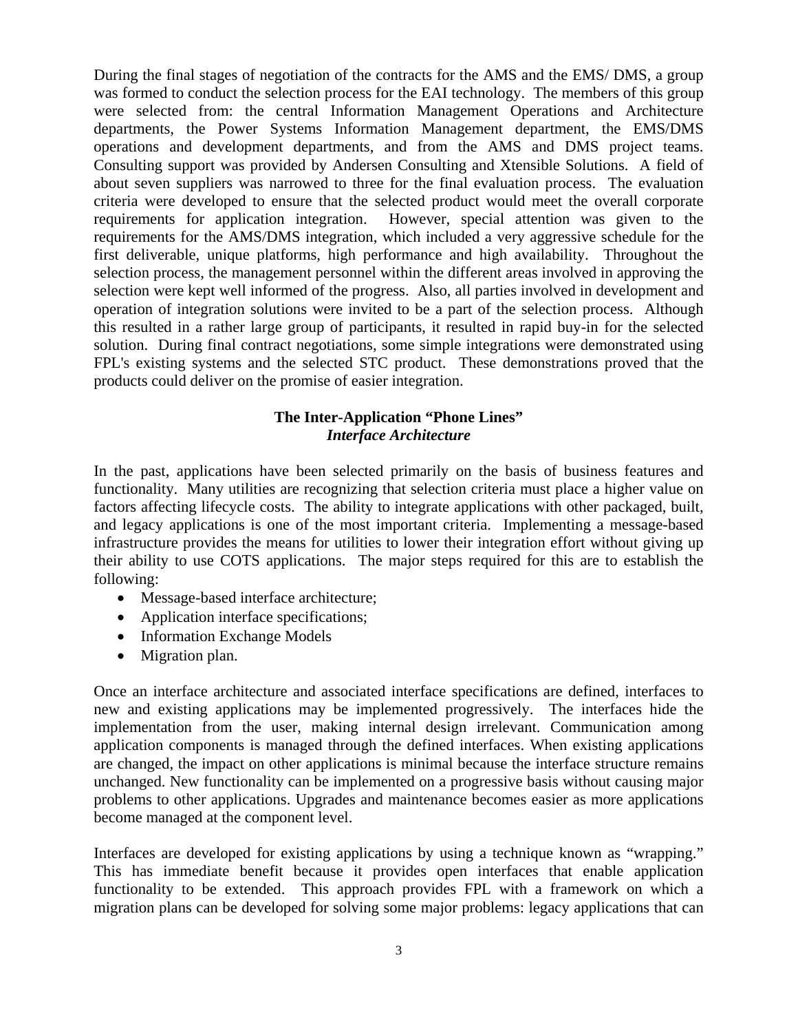During the final stages of negotiation of the contracts for the AMS and the EMS/ DMS, a group was formed to conduct the selection process for the EAI technology. The members of this group were selected from: the central Information Management Operations and Architecture departments, the Power Systems Information Management department, the EMS/DMS operations and development departments, and from the AMS and DMS project teams. Consulting support was provided by Andersen Consulting and Xtensible Solutions. A field of about seven suppliers was narrowed to three for the final evaluation process. The evaluation criteria were developed to ensure that the selected product would meet the overall corporate requirements for application integration. However, special attention was given to the requirements for the AMS/DMS integration, which included a very aggressive schedule for the first deliverable, unique platforms, high performance and high availability. Throughout the selection process, the management personnel within the different areas involved in approving the selection were kept well informed of the progress. Also, all parties involved in development and operation of integration solutions were invited to be a part of the selection process. Although this resulted in a rather large group of participants, it resulted in rapid buy-in for the selected solution. During final contract negotiations, some simple integrations were demonstrated using FPL's existing systems and the selected STC product. These demonstrations proved that the products could deliver on the promise of easier integration.

## The Inter-Application "Phone Lines"
### *Interface Architecture*

In the past, applications have been selected primarily on the basis of business features and functionality. Many utilities are recognizing that selection criteria must place a higher value on factors affecting lifecycle costs. The ability to integrate applications with other packaged, built, and legacy applications is one of the most important criteria. Implementing a message-based infrastructure provides the means for utilities to lower their integration effort without giving up their ability to use COTS applications. The major steps required for this are to establish the following:

- Message-based interface architecture;
- Application interface specifications;
- Information Exchange Models
- Migration plan.

Once an interface architecture and associated interface specifications are defined, interfaces to new and existing applications may be implemented progressively. The interfaces hide the implementation from the user, making internal design irrelevant. Communication among application components is managed through the defined interfaces. When existing applications are changed, the impact on other applications is minimal because the interface structure remains unchanged. New functionality can be implemented on a progressive basis without causing major problems to other applications. Upgrades and maintenance becomes easier as more applications become managed at the component level.

Interfaces are developed for existing applications by using a technique known as "wrapping." This has immediate benefit because it provides open interfaces that enable application functionality to be extended. This approach provides FPL with a framework on which a migration plans can be developed for solving some major problems: legacy applications that can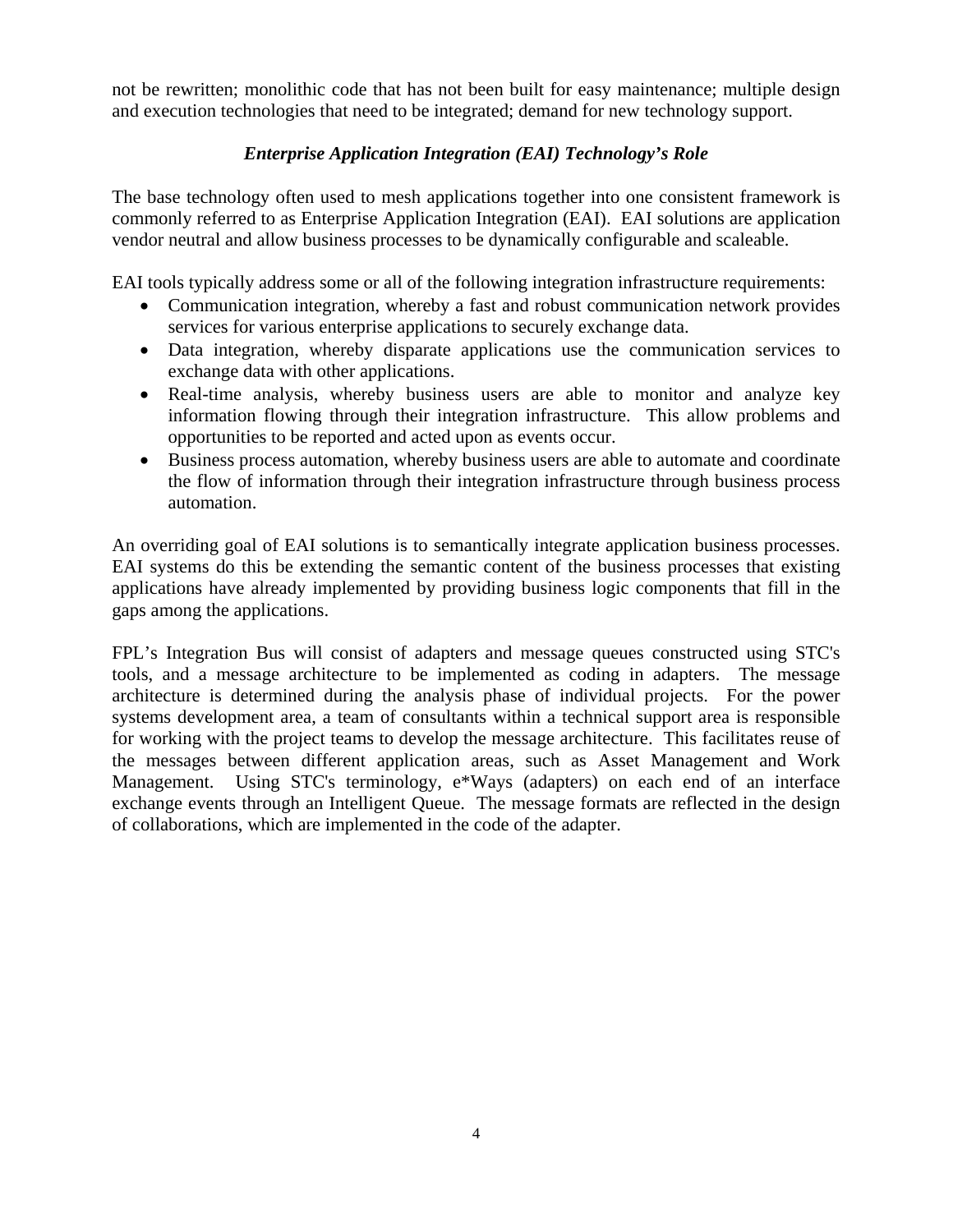not be rewritten; monolithic code that has not been built for easy maintenance; multiple design and execution technologies that need to be integrated; demand for new technology support.

### *Enterprise Application Integration (EAI) Technology's Role*

The base technology often used to mesh applications together into one consistent framework is commonly referred to as Enterprise Application Integration (EAI). EAI solutions are application vendor neutral and allow business processes to be dynamically configurable and scaleable.

EAI tools typically address some or all of the following integration infrastructure requirements:

- Communication integration, whereby a fast and robust communication network provides services for various enterprise applications to securely exchange data.
- Data integration, whereby disparate applications use the communication services to exchange data with other applications.
- Real-time analysis, whereby business users are able to monitor and analyze key information flowing through their integration infrastructure. This allow problems and opportunities to be reported and acted upon as events occur.
- Business process automation, whereby business users are able to automate and coordinate the flow of information through their integration infrastructure through business process automation.

An overriding goal of EAI solutions is to semantically integrate application business processes. EAI systems do this be extending the semantic content of the business processes that existing applications have already implemented by providing business logic components that fill in the gaps among the applications.

FPL's Integration Bus will consist of adapters and message queues constructed using STC's tools, and a message architecture to be implemented as coding in adapters. The message architecture is determined during the analysis phase of individual projects. For the power systems development area, a team of consultants within a technical support area is responsible for working with the project teams to develop the message architecture. This facilitates reuse of the messages between different application areas, such as Asset Management and Work Management. Using STC's terminology, e*Ways (adapters) on each end of an interface exchange events through an Intelligent Queue. The message formats are reflected in the design of collaborations, which are implemented in the code of the adapter.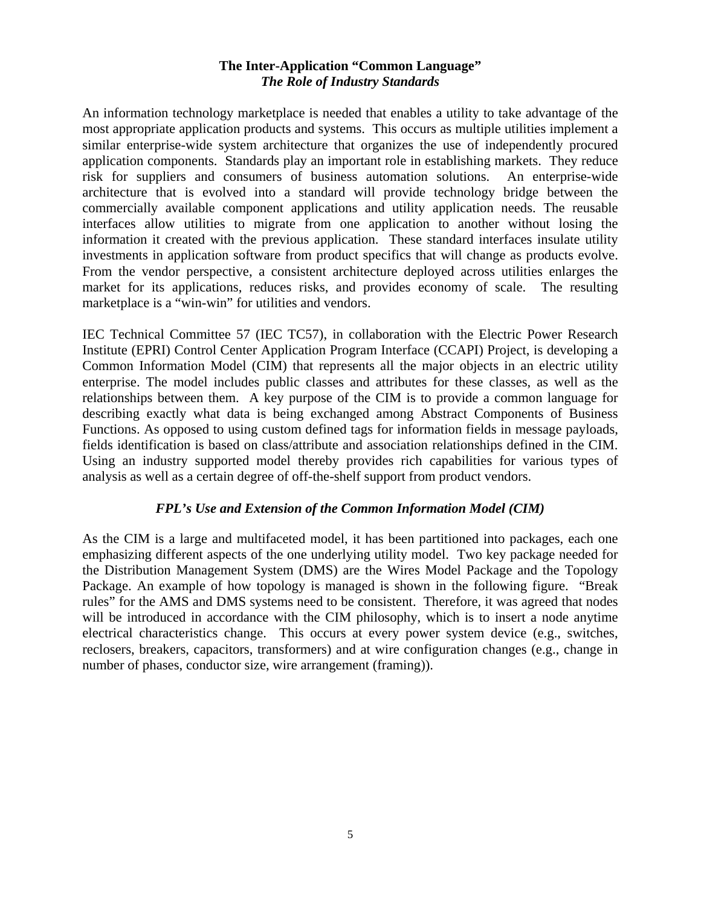## The Inter-Application "Common Language"

### *The Role of Industry Standards*

An information technology marketplace is needed that enables a utility to take advantage of the most appropriate application products and systems. This occurs as multiple utilities implement a similar enterprise-wide system architecture that organizes the use of independently procured application components. Standards play an important role in establishing markets. They reduce risk for suppliers and consumers of business automation solutions. An enterprise-wide architecture that is evolved into a standard will provide technology bridge between the commercially available component applications and utility application needs. The reusable interfaces allow utilities to migrate from one application to another without losing the information it created with the previous application. These standard interfaces insulate utility investments in application software from product specifics that will change as products evolve. From the vendor perspective, a consistent architecture deployed across utilities enlarges the market for its applications, reduces risks, and provides economy of scale. The resulting marketplace is a "win-win" for utilities and vendors.

IEC Technical Committee 57 (IEC TC57), in collaboration with the Electric Power Research Institute (EPRI) Control Center Application Program Interface (CCAPI) Project, is developing a Common Information Model (CIM) that represents all the major objects in an electric utility enterprise. The model includes public classes and attributes for these classes, as well as the relationships between them. A key purpose of the CIM is to provide a common language for describing exactly what data is being exchanged among Abstract Components of Business Functions. As opposed to using custom defined tags for information fields in message payloads, fields identification is based on class/attribute and association relationships defined in the CIM. Using an industry supported model thereby provides rich capabilities for various types of analysis as well as a certain degree of off-the-shelf support from product vendors.

### *FPL's Use and Extension of the Common Information Model (CIM)*

As the CIM is a large and multifaceted model, it has been partitioned into packages, each one emphasizing different aspects of the one underlying utility model. Two key package needed for the Distribution Management System (DMS) are the Wires Model Package and the Topology Package. An example of how topology is managed is shown in the following figure. "Break rules" for the AMS and DMS systems need to be consistent. Therefore, it was agreed that nodes will be introduced in accordance with the CIM philosophy, which is to insert a node anytime electrical characteristics change. This occurs at every power system device (e.g., switches, reclosers, breakers, capacitors, transformers) and at wire configuration changes (e.g., change in number of phases, conductor size, wire arrangement (framing)).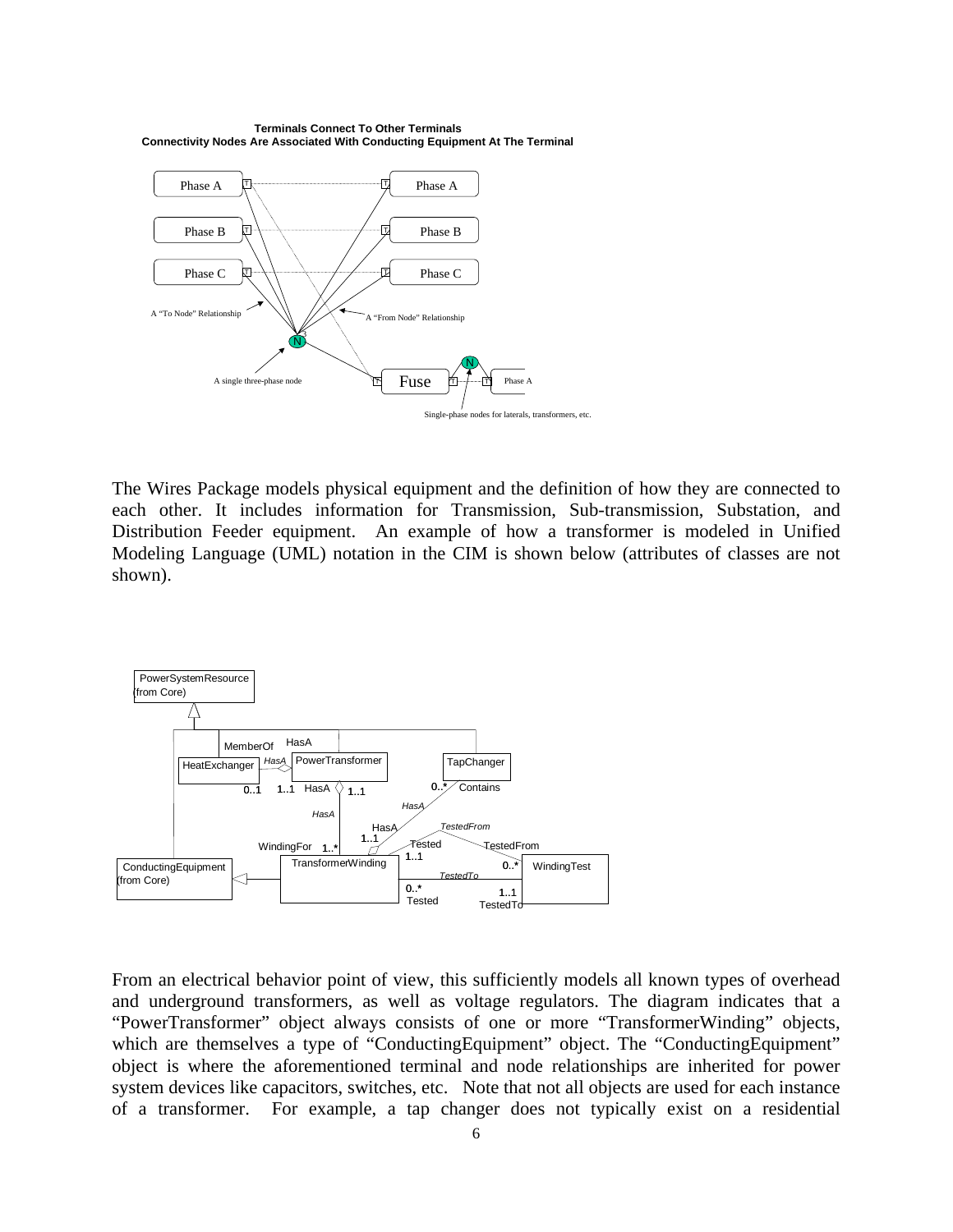The Wires Package models physical equipment and the definition of how they are connected to each other. It includes information for Transmission, Sub-transmission, Substation, and Distribution Feeder equipment. An example of how a transformer is modeled in Unified Modeling Language (UML) notation in the CIM is shown below (attributes of classes are not shown).

From an electrical behavior point of view, this sufficiently models all known types of overhead and underground transformers, as well as voltage regulators. The diagram indicates that a "PowerTransformer" object always consists of one or more "TransformerWinding" objects, which are themselves a type of "ConductingEquipment" object. The "ConductingEquipment" object is where the aforementioned terminal and node relationships are inherited for power system devices like capacitors, switches, etc. Note that not all objects are used for each instance of a transformer. For example, a tap changer does not typically exist on a residential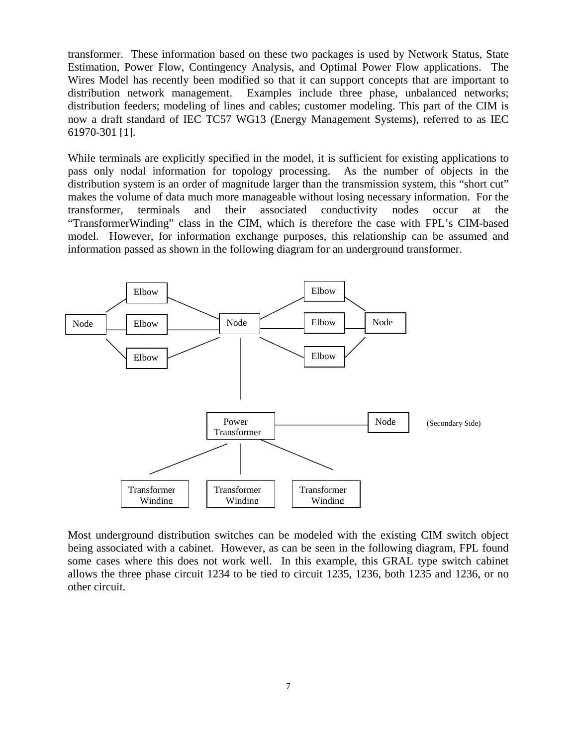transformer. These information based on these two packages is used by Network Status, State Estimation, Power Flow, Contingency Analysis, and Optimal Power Flow applications. The Wires Model has recently been modified so that it can support concepts that are important to distribution network management. Examples include three phase, unbalanced networks; distribution feeders; modeling of lines and cables; customer modeling. This part of the CIM is now a draft standard of IEC TC57 WG13 (Energy Management Systems), referred to as IEC 61970-301 [1].

While terminals are explicitly specified in the model, it is sufficient for existing applications to pass only nodal information for topology processing. As the number of objects in the distribution system is an order of magnitude larger than the transmission system, this "short cut" makes the volume of data much more manageable without losing necessary information. For the transformer, terminals and their associated conductivity nodes occur at the "TransformerWinding" class in the CIM, which is therefore the case with FPL's CIM-based model. However, for information exchange purposes, this relationship can be assumed and information passed as shown in the following diagram for an underground transformer.

Node — Elbow / Elbow / Elbow — Node — Elbow / Elbow / Elbow — Node

Node — Power Transformer — Node (Secondary Side)

Power Transformer — Transformer Winding / Transformer Winding / Transformer Winding

Most underground distribution switches can be modeled with the existing CIM switch object being associated with a cabinet. However, as can be seen in the following diagram, FPL found some cases where this does not work well. In this example, this GRAL type switch cabinet allows the three phase circuit 1234 to be tied to circuit 1235, 1236, both 1235 and 1236, or no other circuit.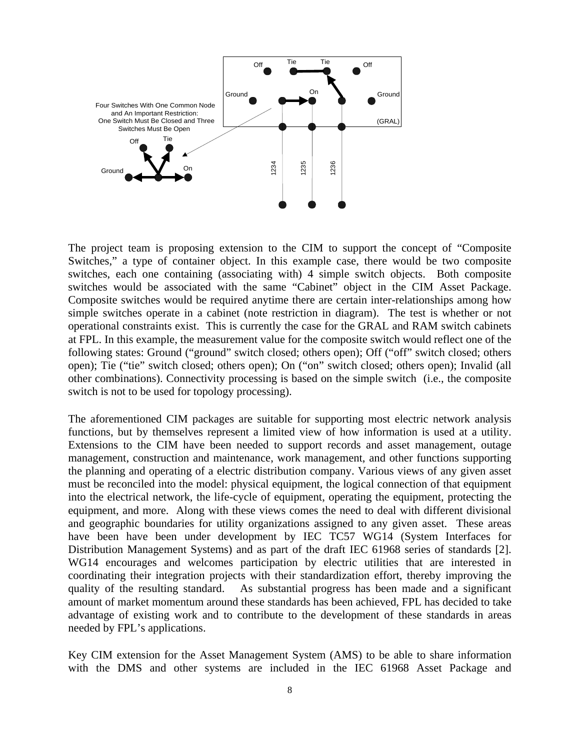The project team is proposing extension to the CIM to support the concept of "Composite Switches," a type of container object. In this example case, there would be two composite switches, each one containing (associating with) 4 simple switch objects. Both composite switches would be associated with the same "Cabinet" object in the CIM Asset Package. Composite switches would be required anytime there are certain inter-relationships among how simple switches operate in a cabinet (note restriction in diagram). The test is whether or not operational constraints exist. This is currently the case for the GRAL and RAM switch cabinets at FPL. In this example, the measurement value for the composite switch would reflect one of the following states: Ground ("ground" switch closed; others open); Off ("off" switch closed; others open); Tie ("tie" switch closed; others open); On ("on" switch closed; others open); Invalid (all other combinations). Connectivity processing is based on the simple switch (i.e., the composite switch is not to be used for topology processing).

The aforementioned CIM packages are suitable for supporting most electric network analysis functions, but by themselves represent a limited view of how information is used at a utility. Extensions to the CIM have been needed to support records and asset management, outage management, construction and maintenance, work management, and other functions supporting the planning and operating of a electric distribution company. Various views of any given asset must be reconciled into the model: physical equipment, the logical connection of that equipment into the electrical network, the life-cycle of equipment, operating the equipment, protecting the equipment, and more. Along with these views comes the need to deal with different divisional and geographic boundaries for utility organizations assigned to any given asset. These areas have been have been under development by IEC TC57 WG14 (System Interfaces for Distribution Management Systems) and as part of the draft IEC 61968 series of standards [2]. WG14 encourages and welcomes participation by electric utilities that are interested in coordinating their integration projects with their standardization effort, thereby improving the quality of the resulting standard. As substantial progress has been made and a significant amount of market momentum around these standards has been achieved, FPL has decided to take advantage of existing work and to contribute to the development of these standards in areas needed by FPL's applications.

Key CIM extension for the Asset Management System (AMS) to be able to share information with the DMS and other systems are included in the IEC 61968 Asset Package and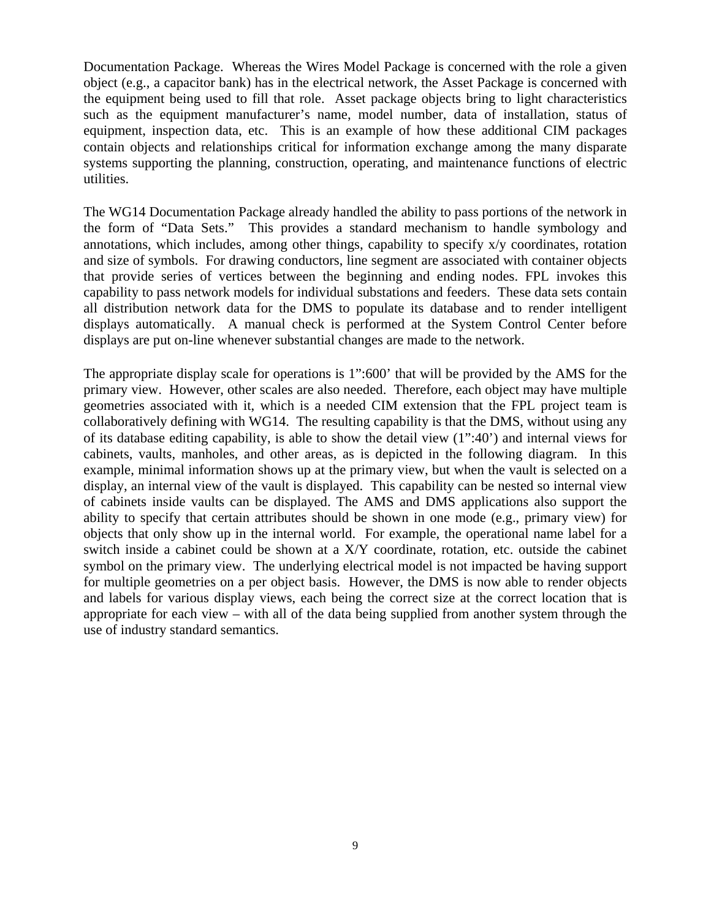Documentation Package. Whereas the Wires Model Package is concerned with the role a given object (e.g., a capacitor bank) has in the electrical network, the Asset Package is concerned with the equipment being used to fill that role. Asset package objects bring to light characteristics such as the equipment manufacturer's name, model number, data of installation, status of equipment, inspection data, etc. This is an example of how these additional CIM packages contain objects and relationships critical for information exchange among the many disparate systems supporting the planning, construction, operating, and maintenance functions of electric utilities.

The WG14 Documentation Package already handled the ability to pass portions of the network in the form of "Data Sets." This provides a standard mechanism to handle symbology and annotations, which includes, among other things, capability to specify x/y coordinates, rotation and size of symbols. For drawing conductors, line segment are associated with container objects that provide series of vertices between the beginning and ending nodes. FPL invokes this capability to pass network models for individual substations and feeders. These data sets contain all distribution network data for the DMS to populate its database and to render intelligent displays automatically. A manual check is performed at the System Control Center before displays are put on-line whenever substantial changes are made to the network.

The appropriate display scale for operations is 1":600' that will be provided by the AMS for the primary view. However, other scales are also needed. Therefore, each object may have multiple geometries associated with it, which is a needed CIM extension that the FPL project team is collaboratively defining with WG14. The resulting capability is that the DMS, without using any of its database editing capability, is able to show the detail view (1":40') and internal views for cabinets, vaults, manholes, and other areas, as is depicted in the following diagram. In this example, minimal information shows up at the primary view, but when the vault is selected on a display, an internal view of the vault is displayed. This capability can be nested so internal view of cabinets inside vaults can be displayed. The AMS and DMS applications also support the ability to specify that certain attributes should be shown in one mode (e.g., primary view) for objects that only show up in the internal world. For example, the operational name label for a switch inside a cabinet could be shown at a X/Y coordinate, rotation, etc. outside the cabinet symbol on the primary view. The underlying electrical model is not impacted be having support for multiple geometries on a per object basis. However, the DMS is now able to render objects and labels for various display views, each being the correct size at the correct location that is appropriate for each view – with all of the data being supplied from another system through the use of industry standard semantics.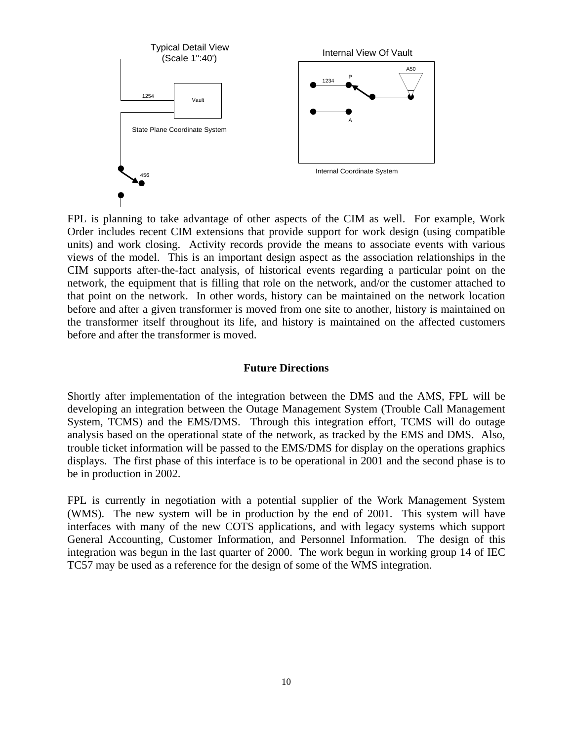Typical Detail View
(Scale 1":40')

Internal View Of Vault

State Plane Coordinate System

Internal Coordinate System

FPL is planning to take advantage of other aspects of the CIM as well. For example, Work Order includes recent CIM extensions that provide support for work design (using compatible units) and work closing. Activity records provide the means to associate events with various views of the model. This is an important design aspect as the association relationships in the CIM supports after-the-fact analysis, of historical events regarding a particular point on the network, the equipment that is filling that role on the network, and/or the customer attached to that point on the network. In other words, history can be maintained on the network location before and after a given transformer is moved from one site to another, history is maintained on the transformer itself throughout its life, and history is maintained on the affected customers before and after the transformer is moved.

## Future Directions

Shortly after implementation of the integration between the DMS and the AMS, FPL will be developing an integration between the Outage Management System (Trouble Call Management System, TCMS) and the EMS/DMS. Through this integration effort, TCMS will do outage analysis based on the operational state of the network, as tracked by the EMS and DMS. Also, trouble ticket information will be passed to the EMS/DMS for display on the operations graphics displays. The first phase of this interface is to be operational in 2001 and the second phase is to be in production in 2002.

FPL is currently in negotiation with a potential supplier of the Work Management System (WMS). The new system will be in production by the end of 2001. This system will have interfaces with many of the new COTS applications, and with legacy systems which support General Accounting, Customer Information, and Personnel Information. The design of this integration was begun in the last quarter of 2000. The work begun in working group 14 of IEC TC57 may be used as a reference for the design of some of the WMS integration.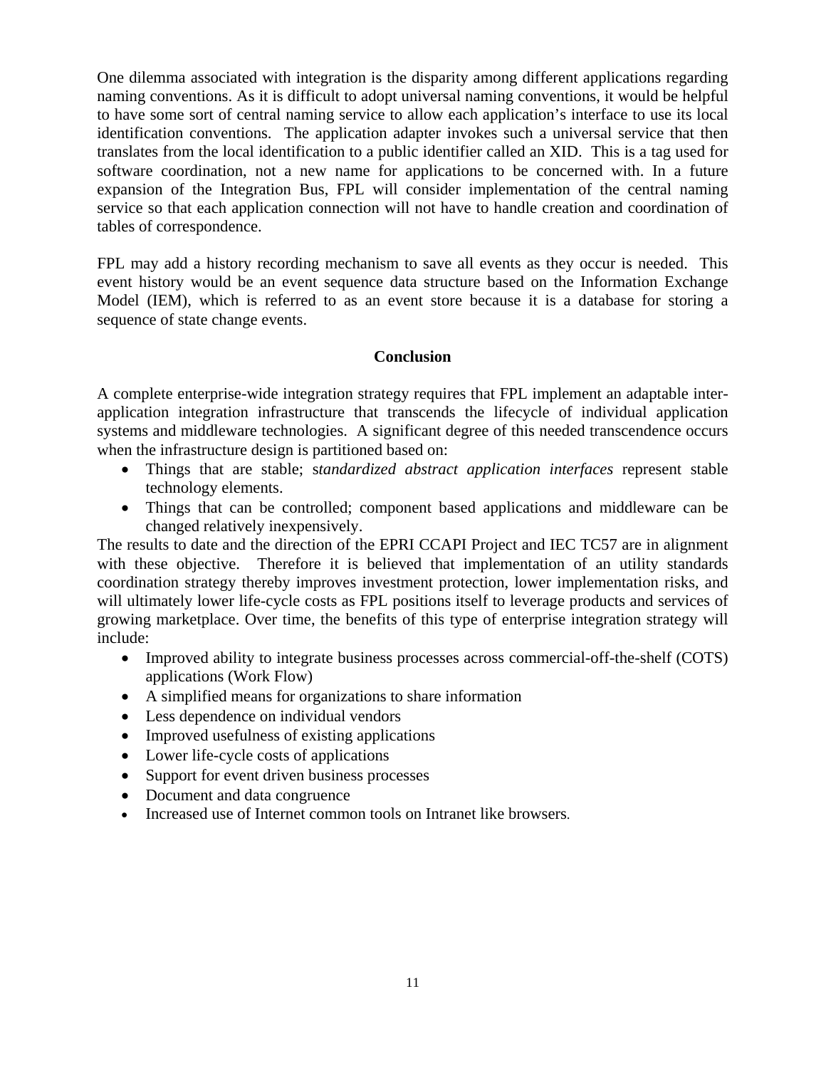One dilemma associated with integration is the disparity among different applications regarding naming conventions. As it is difficult to adopt universal naming conventions, it would be helpful to have some sort of central naming service to allow each application's interface to use its local identification conventions. The application adapter invokes such a universal service that then translates from the local identification to a public identifier called an XID. This is a tag used for software coordination, not a new name for applications to be concerned with. In a future expansion of the Integration Bus, FPL will consider implementation of the central naming service so that each application connection will not have to handle creation and coordination of tables of correspondence.

FPL may add a history recording mechanism to save all events as they occur is needed. This event history would be an event sequence data structure based on the Information Exchange Model (IEM), which is referred to as an event store because it is a database for storing a sequence of state change events.

## Conclusion

A complete enterprise-wide integration strategy requires that FPL implement an adaptable inter-application integration infrastructure that transcends the lifecycle of individual application systems and middleware technologies. A significant degree of this needed transcendence occurs when the infrastructure design is partitioned based on:

- Things that are stable; s*tandardized abstract application interfaces* represent stable technology elements.
- Things that can be controlled; component based applications and middleware can be changed relatively inexpensively.

The results to date and the direction of the EPRI CCAPI Project and IEC TC57 are in alignment with these objective. Therefore it is believed that implementation of an utility standards coordination strategy thereby improves investment protection, lower implementation risks, and will ultimately lower life-cycle costs as FPL positions itself to leverage products and services of growing marketplace. Over time, the benefits of this type of enterprise integration strategy will include:

- Improved ability to integrate business processes across commercial-off-the-shelf (COTS) applications (Work Flow)
- A simplified means for organizations to share information
- Less dependence on individual vendors
- Improved usefulness of existing applications
- Lower life-cycle costs of applications
- Support for event driven business processes
- Document and data congruence
- Increased use of Internet common tools on Intranet like browsers.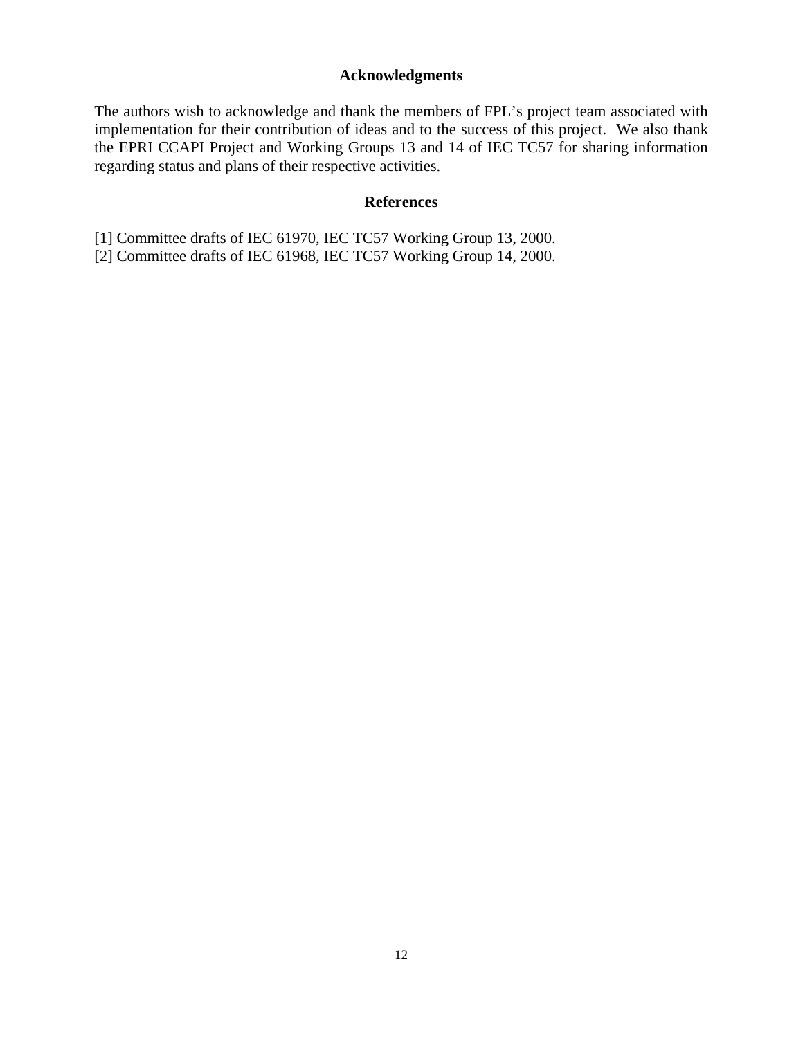## Acknowledgments

The authors wish to acknowledge and thank the members of FPL's project team associated with implementation for their contribution of ideas and to the success of this project. We also thank the EPRI CCAPI Project and Working Groups 13 and 14 of IEC TC57 for sharing information regarding status and plans of their respective activities.

## References

[1] Committee drafts of IEC 61970, IEC TC57 Working Group 13, 2000.
[2] Committee drafts of IEC 61968, IEC TC57 Working Group 14, 2000.